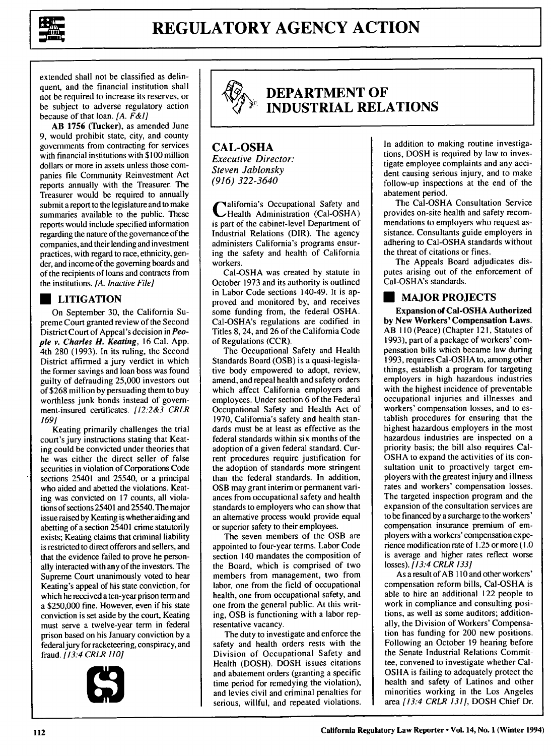extended shall not be classified as delinquent, and the financial institution shall not be required to increase its reserves, or be subject to adverse regulatory action because of that loan. *[A. F&I]*

**AB 1756 (Tucker)**, as amended June 9, would prohibit state, city, and county governments from contracting for services with financial institutions with $100 million dollars or more in assets unless those companies file Community Reinvestment Act reports annually with the Treasurer. The Treasurer would be required to annually submit a report to the legislature and to make summaries available to the public. These reports would include specified information regarding the nature of the governance of the companies, and their lending and investment practices, with regard to race, ethnicity, gender, and income of the governing boards and of the recipients of loans and contracts from the institutions. *[A. Inactive File]*

## LITIGATION

On September 30, the California Supreme Court granted review of the Second District Court of Appeal's decision in ***People v. Charles H. Keating***, 16 Cal. App. 4th 280 (1993). In its ruling, the Second District affirmed a jury verdict in which the former savings and loan boss was found guilty of defrauding 25,000 investors out of $268 million by persuading them to buy worthless junk bonds instead of government-insured certificates. *[12:2&3 CRLR 169]*

Keating primarily challenges the trial court's jury instructions stating that Keating could be convicted under theories that he was either the direct seller of false securities in violation of Corporations Code sections 25401 and 25540, or a principal who aided and abetted the violations. Keating was convicted on 17 counts, all violations of sections 25401 and 25540. The major issue raised by Keating is whether aiding and abetting of a section 25401 crime statutorily exists; Keating claims that criminal liability is restricted to direct offerors and sellers, and that the evidence failed to prove he personally interacted with any of the investors. The Supreme Court unanimously voted to hear Keating's appeal of his state conviction, for which he received a ten-year prison term and a $250,000 fine. However, even if his state conviction is set aside by the court, Keating must serve a twelve-year term in federal prison based on his January conviction by a federal jury for racketeering, conspiracy, and fraud. *[13:4 CRLR 110]*

# DEPARTMENT OF INDUSTRIAL RELATIONS

## CAL-OSHA

*Executive Director:*
*Steven Jablonsky*
*(916) 322-3640*

California's Occupational Safety and Health Administration (Cal-OSHA) is part of the cabinet-level Department of Industrial Relations (DIR). The agency administers California's programs ensuring the safety and health of California workers.

Cal-OSHA was created by statute in October 1973 and its authority is outlined in Labor Code sections 140-49. It is approved and monitored by, and receives some funding from, the federal OSHA. Cal-OSHA's regulations are codified in Titles 8, 24, and 26 of the California Code of Regulations (CCR).

The Occupational Safety and Health Standards Board (OSB) is a quasi-legislative body empowered to adopt, review, amend, and repeal health and safety orders which affect California employers and employees. Under section 6 of the Federal Occupational Safety and Health Act of 1970, California's safety and health standards must be at least as effective as the federal standards within six months of the adoption of a given federal standard. Current procedures require justification for the adoption of standards more stringent than the federal standards. In addition, OSB may grant interim or permanent variances from occupational safety and health standards to employers who can show that an alternative process would provide equal or superior safety to their employees.

The seven members of the OSB are appointed to four-year terms. Labor Code section 140 mandates the composition of the Board, which is comprised of two members from management, two from labor, one from the field of occupational health, one from occupational safety, and one from the general public. At this writing, OSB is functioning with a labor representative vacancy.

The duty to investigate and enforce the safety and health orders rests with the Division of Occupational Safety and Health (DOSH). DOSH issues citations and abatement orders (granting a specific time period for remedying the violation), and levies civil and criminal penalties for serious, willful, and repeated violations. In addition to making routine investigations, DOSH is required by law to investigate employee complaints and any accident causing serious injury, and to make follow-up inspections at the end of the abatement period.

The Cal-OSHA Consultation Service provides on-site health and safety recommendations to employers who request assistance. Consultants guide employers in adhering to Cal-OSHA standards without the threat of citations or fines.

The Appeals Board adjudicates disputes arising out of the enforcement of Cal-OSHA's standards.

## MAJOR PROJECTS

**Expansion of Cal-OSHA Authorized by New Workers' Compensation Laws.** AB 110 (Peace) (Chapter 121, Statutes of 1993), part of a package of workers' compensation bills which became law during 1993, requires Cal-OSHA to, among other things, establish a program for targeting employers in high hazardous industries with the highest incidence of preventable occupational injuries and illnesses and workers' compensation losses, and to establish procedures for ensuring that the highest hazardous employers in the most hazardous industries are inspected on a priority basis; the bill also requires Cal-OSHA to expand the activities of its consultation unit to proactively target employers with the greatest injury and illness rates and workers' compensation losses. The targeted inspection program and the expansion of the consultation services are to be financed by a surcharge to the workers' compensation insurance premium of employers with a workers' compensation experience modification rate of 1.25 or more (1.0 is average and higher rates reflect worse losses). *[13:4 CRLR 133]*

As a result of AB 110 and other workers' compensation reform bills, Cal-OSHA is able to hire an additional 122 people to work in compliance and consulting positions, as well as some auditors; additionally, the Division of Workers' Compensation has funding for 200 new positions. Following an October 19 hearing before the Senate Industrial Relations Committee, convened to investigate whether Cal-OSHA is failing to adequately protect the health and safety of Latinos and other minorities working in the Los Angeles area *[13:4 CRLR 131]*, DOSH Chief Dr.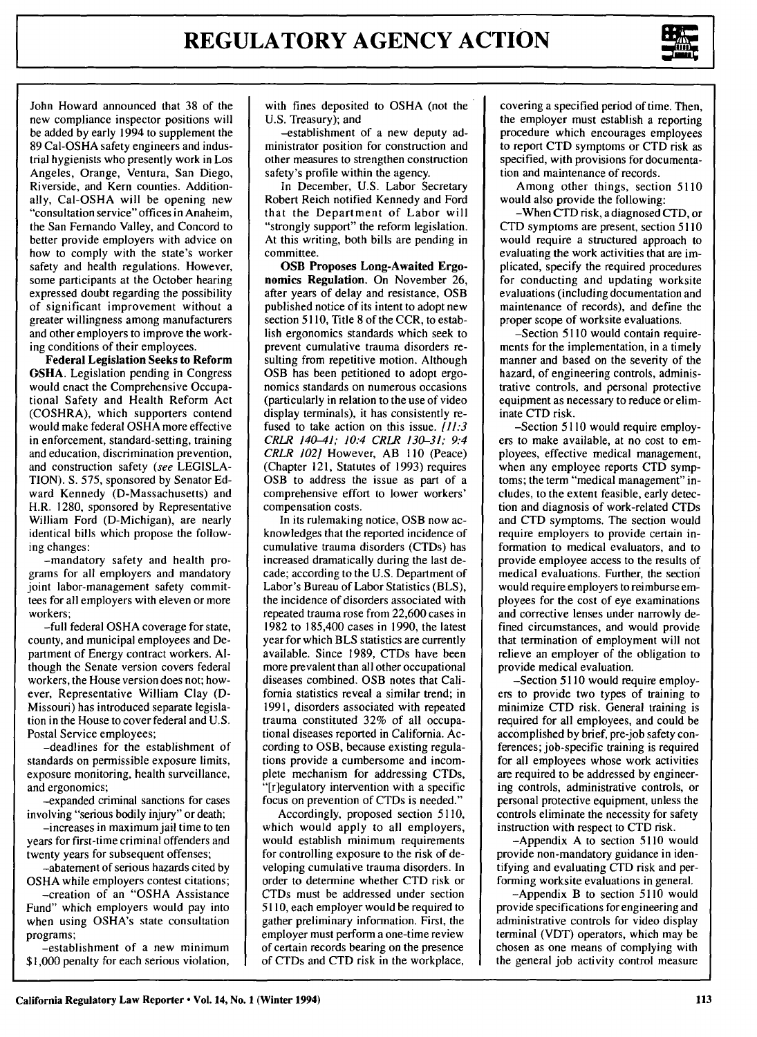John Howard announced that 38 of the new compliance inspector positions will be added by early 1994 to supplement the 89 Cal-OSHA safety engineers and industrial hygienists who presently work in Los Angeles, Orange, Ventura, San Diego, Riverside, and Kern counties. Additionally, Cal-OSHA will be opening new "consultation service" offices in Anaheim, the San Fernando Valley, and Concord to better provide employers with advice on how to comply with the state's worker safety and health regulations. However, some participants at the October hearing expressed doubt regarding the possibility of significant improvement without a greater willingness among manufacturers and other employers to improve the working conditions of their employees.

**Federal Legislation Seeks to Reform OSHA.** Legislation pending in Congress would enact the Comprehensive Occupational Safety and Health Reform Act (COSHRA), which supporters contend would make federal OSHA more effective in enforcement, standard-setting, training and education, discrimination prevention, and construction safety (*see* LEGISLATION). S. 575, sponsored by Senator Edward Kennedy (D-Massachusetts) and H.R. 1280, sponsored by Representative William Ford (D-Michigan), are nearly identical bills which propose the following changes:

–mandatory safety and health programs for all employers and mandatory joint labor-management safety committees for all employers with eleven or more workers;

–full federal OSHA coverage for state, county, and municipal employees and Department of Energy contract workers. Although the Senate version covers federal workers, the House version does not; however, Representative William Clay (D-Missouri) has introduced separate legislation in the House to cover federal and U.S. Postal Service employees;

–deadlines for the establishment of standards on permissible exposure limits, exposure monitoring, health surveillance, and ergonomics;

–expanded criminal sanctions for cases involving "serious bodily injury" or death;

–increases in maximum jail time to ten years for first-time criminal offenders and twenty years for subsequent offenses;

–abatement of serious hazards cited by OSHA while employers contest citations;

–creation of an "OSHA Assistance Fund" which employers would pay into when using OSHA's state consultation programs;

–establishment of a new minimum $1,000 penalty for each serious violation, with fines deposited to OSHA (not the U.S. Treasury); and

–establishment of a new deputy administrator position for construction and other measures to strengthen construction safety's profile within the agency.

In December, U.S. Labor Secretary Robert Reich notified Kennedy and Ford that the Department of Labor will "strongly support" the reform legislation. At this writing, both bills are pending in committee.

**OSB Proposes Long-Awaited Ergonomics Regulation.** On November 26, after years of delay and resistance, OSB published notice of its intent to adopt new section 5110, Title 8 of the CCR, to establish ergonomics standards which seek to prevent cumulative trauma disorders resulting from repetitive motion. Although OSB has been petitioned to adopt ergonomics standards on numerous occasions (particularly in relation to the use of video display terminals), it has consistently refused to take action on this issue. *[11:3 CRLR 140–41; 10:4 CRLR 130–31; 9:4 CRLR 102]* However, AB 110 (Peace) (Chapter 121, Statutes of 1993) requires OSB to address the issue as part of a comprehensive effort to lower workers' compensation costs.

In its rulemaking notice, OSB now acknowledges that the reported incidence of cumulative trauma disorders (CTDs) has increased dramatically during the last decade; according to the U.S. Department of Labor's Bureau of Labor Statistics (BLS), the incidence of disorders associated with repeated trauma rose from 22,600 cases in 1982 to 185,400 cases in 1990, the latest year for which BLS statistics are currently available. Since 1989, CTDs have been more prevalent than all other occupational diseases combined. OSB notes that California statistics reveal a similar trend; in 1991, disorders associated with repeated trauma constituted 32% of all occupational diseases reported in California. According to OSB, because existing regulations provide a cumbersome and incomplete mechanism for addressing CTDs, "[r]egulatory intervention with a specific focus on prevention of CTDs is needed."

Accordingly, proposed section 5110, which would apply to all employers, would establish minimum requirements for controlling exposure to the risk of developing cumulative trauma disorders. In order to determine whether CTD risk or CTDs must be addressed under section 5110, each employer would be required to gather preliminary information. First, the employer must perform a one-time review of certain records bearing on the presence of CTDs and CTD risk in the workplace, covering a specified period of time. Then, the employer must establish a reporting procedure which encourages employees to report CTD symptoms or CTD risk as specified, with provisions for documentation and maintenance of records.

Among other things, section 5110 would also provide the following:

–When CTD risk, a diagnosed CTD, or CTD symptoms are present, section 5110 would require a structured approach to evaluating the work activities that are implicated, specify the required procedures for conducting and updating worksite evaluations (including documentation and maintenance of records), and define the proper scope of worksite evaluations.

–Section 5110 would contain requirements for the implementation, in a timely manner and based on the severity of the hazard, of engineering controls, administrative controls, and personal protective equipment as necessary to reduce or eliminate CTD risk.

–Section 5110 would require employers to make available, at no cost to employees, effective medical management, when any employee reports CTD symptoms; the term "medical management" includes, to the extent feasible, early detection and diagnosis of work-related CTDs and CTD symptoms. The section would require employers to provide certain information to medical evaluators, and to provide employee access to the results of medical evaluations. Further, the section would require employers to reimburse employees for the cost of eye examinations and corrective lenses under narrowly defined circumstances, and would provide that termination of employment will not relieve an employer of the obligation to provide medical evaluation.

–Section 5110 would require employers to provide two types of training to minimize CTD risk. General training is required for all employees, and could be accomplished by brief, pre-job safety conferences; job-specific training is required for all employees whose work activities are required to be addressed by engineering controls, administrative controls, or personal protective equipment, unless the controls eliminate the necessity for safety instruction with respect to CTD risk.

–Appendix A to section 5110 would provide non-mandatory guidance in identifying and evaluating CTD risk and performing worksite evaluations in general.

–Appendix B to section 5110 would provide specifications for engineering and administrative controls for video display terminal (VDT) operators, which may be chosen as one means of complying with the general job activity control measure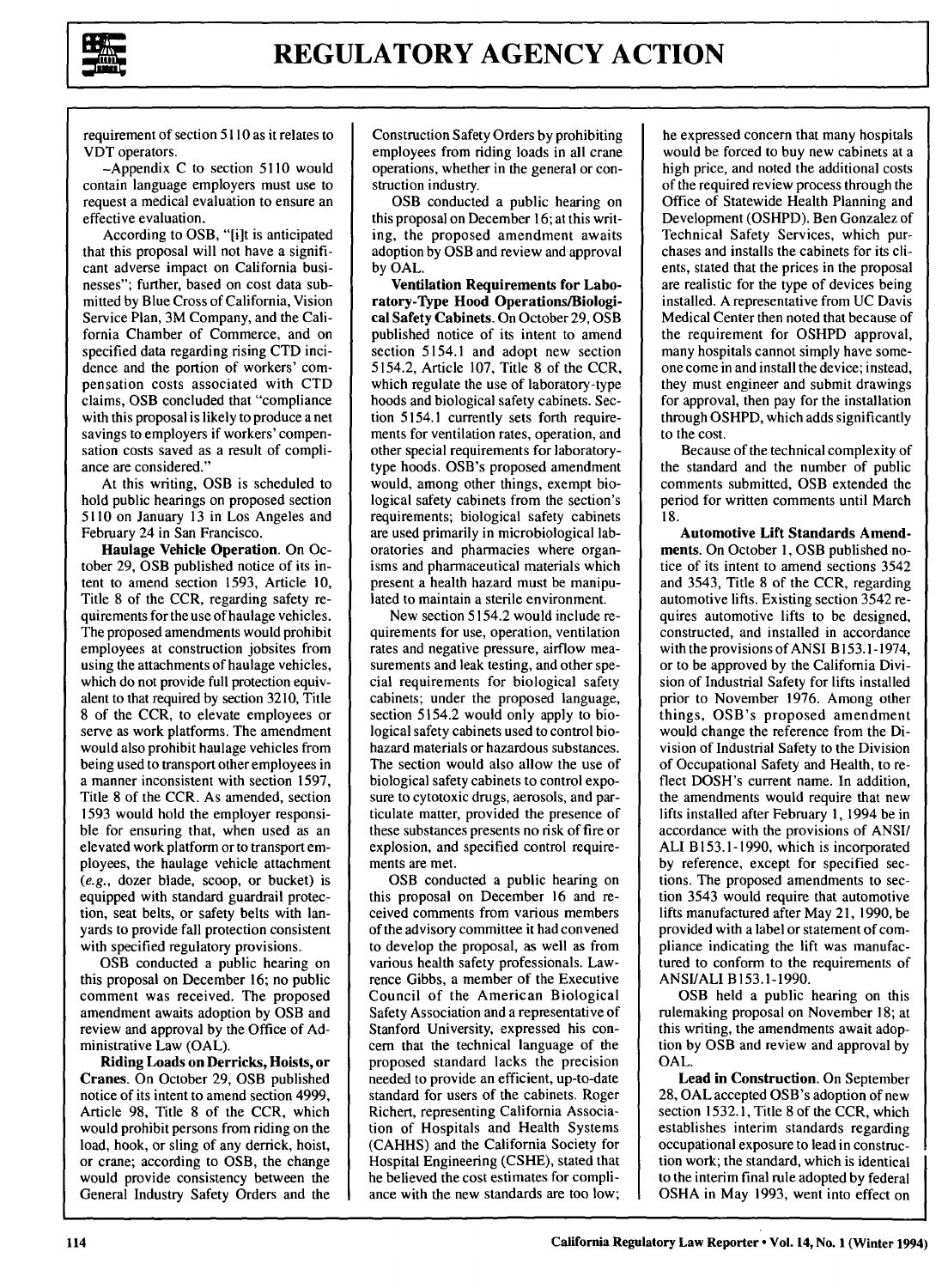requirement of section 5110 as it relates to VDT operators.

–Appendix C to section 5110 would contain language employers must use to request a medical evaluation to ensure an effective evaluation.

According to OSB, "[i]t is anticipated that this proposal will not have a significant adverse impact on California businesses"; further, based on cost data submitted by Blue Cross of California, Vision Service Plan, 3M Company, and the California Chamber of Commerce, and on specified data regarding rising CTD incidence and the portion of workers' compensation costs associated with CTD claims, OSB concluded that "compliance with this proposal is likely to produce a net savings to employers if workers' compensation costs saved as a result of compliance are considered."

At this writing, OSB is scheduled to hold public hearings on proposed section 5110 on January 13 in Los Angeles and February 24 in San Francisco.

**Haulage Vehicle Operation.** On October 29, OSB published notice of its intent to amend section 1593, Article 10, Title 8 of the CCR, regarding safety requirements for the use of haulage vehicles. The proposed amendments would prohibit employees at construction jobsites from using the attachments of haulage vehicles, which do not provide full protection equivalent to that required by section 3210, Title 8 of the CCR, to elevate employees or serve as work platforms. The amendment would also prohibit haulage vehicles from being used to transport other employees in a manner inconsistent with section 1597, Title 8 of the CCR. As amended, section 1593 would hold the employer responsible for ensuring that, when used as an elevated work platform or to transport employees, the haulage vehicle attachment (*e.g.*, dozer blade, scoop, or bucket) is equipped with standard guardrail protection, seat belts, or safety belts with lanyards to provide fall protection consistent with specified regulatory provisions.

OSB conducted a public hearing on this proposal on December 16; no public comment was received. The proposed amendment awaits adoption by OSB and review and approval by the Office of Administrative Law (OAL).

**Riding Loads on Derricks, Hoists, or Cranes.** On October 29, OSB published notice of its intent to amend section 4999, Article 98, Title 8 of the CCR, which would prohibit persons from riding on the load, hook, or sling of any derrick, hoist, or crane; according to OSB, the change would provide consistency between the General Industry Safety Orders and the Construction Safety Orders by prohibiting employees from riding loads in all crane operations, whether in the general or construction industry.

OSB conducted a public hearing on this proposal on December 16; at this writing, the proposed amendment awaits adoption by OSB and review and approval by OAL.

**Ventilation Requirements for Laboratory-Type Hood Operations/Biological Safety Cabinets.** On October 29, OSB published notice of its intent to amend section 5154.1 and adopt new section 5154.2, Article 107, Title 8 of the CCR, which regulate the use of laboratory-type hoods and biological safety cabinets. Section 5154.1 currently sets forth requirements for ventilation rates, operation, and other special requirements for laboratory-type hoods. OSB's proposed amendment would, among other things, exempt biological safety cabinets from the section's requirements; biological safety cabinets are used primarily in microbiological laboratories and pharmacies where organisms and pharmaceutical materials which present a health hazard must be manipulated to maintain a sterile environment.

New section 5154.2 would include requirements for use, operation, ventilation rates and negative pressure, airflow measurements and leak testing, and other special requirements for biological safety cabinets; under the proposed language, section 5154.2 would only apply to biological safety cabinets used to control biohazard materials or hazardous substances. The section would also allow the use of biological safety cabinets to control exposure to cytotoxic drugs, aerosols, and particulate matter, provided the presence of these substances presents no risk of fire or explosion, and specified control requirements are met.

OSB conducted a public hearing on this proposal on December 16 and received comments from various members of the advisory committee it had convened to develop the proposal, as well as from various health safety professionals. Lawrence Gibbs, a member of the Executive Council of the American Biological Safety Association and a representative of Stanford University, expressed his concern that the technical language of the proposed standard lacks the precision needed to provide an efficient, up-to-date standard for users of the cabinets. Roger Richert, representing California Association of Hospitals and Health Systems (CAHHS) and the California Society for Hospital Engineering (CSHE), stated that he believed the cost estimates for compliance with the new standards are too low; he expressed concern that many hospitals would be forced to buy new cabinets at a high price, and noted the additional costs of the required review process through the Office of Statewide Health Planning and Development (OSHPD). Ben Gonzalez of Technical Safety Services, which purchases and installs the cabinets for its clients, stated that the prices in the proposal are realistic for the type of devices being installed. A representative from UC Davis Medical Center then noted that because of the requirement for OSHPD approval, many hospitals cannot simply have someone come in and install the device; instead, they must engineer and submit drawings for approval, then pay for the installation through OSHPD, which adds significantly to the cost.

Because of the technical complexity of the standard and the number of public comments submitted, OSB extended the period for written comments until March 18.

**Automotive Lift Standards Amendments.** On October 1, OSB published notice of its intent to amend sections 3542 and 3543, Title 8 of the CCR, regarding automotive lifts. Existing section 3542 requires automotive lifts to be designed, constructed, and installed in accordance with the provisions of ANSI B153.1-1974, or to be approved by the California Division of Industrial Safety for lifts installed prior to November 1976. Among other things, OSB's proposed amendment would change the reference from the Division of Industrial Safety to the Division of Occupational Safety and Health, to reflect DOSH's current name. In addition, the amendments would require that new lifts installed after February 1, 1994 be in accordance with the provisions of ANSI/ALI B153.1-1990, which is incorporated by reference, except for specified sections. The proposed amendments to section 3543 would require that automotive lifts manufactured after May 21, 1990, be provided with a label or statement of compliance indicating the lift was manufactured to conform to the requirements of ANSI/ALI B153.1-1990.

OSB held a public hearing on this rulemaking proposal on November 18; at this writing, the amendments await adoption by OSB and review and approval by OAL.

**Lead in Construction.** On September 28, OAL accepted OSB's adoption of new section 1532.1, Title 8 of the CCR, which establishes interim standards regarding occupational exposure to lead in construction work; the standard, which is identical to the interim final rule adopted by federal OSHA in May 1993, went into effect on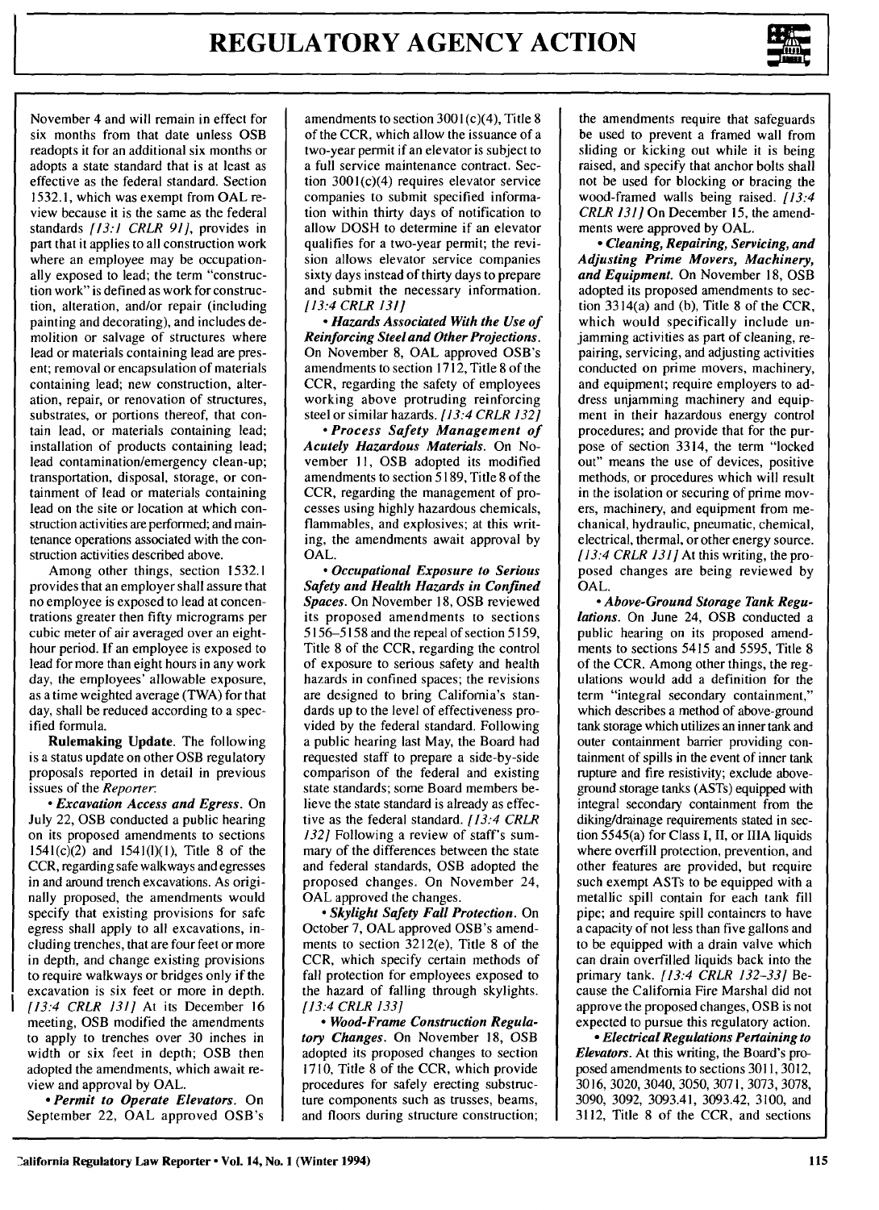November 4 and will remain in effect for six months from that date unless OSB readopts it for an additional six months or adopts a state standard that is at least as effective as the federal standard. Section 1532.1, which was exempt from OAL review because it is the same as the federal standards *[13:1 CRLR 91]*, provides in part that it applies to all construction work where an employee may be occupationally exposed to lead; the term "construction work" is defined as work for construction, alteration, and/or repair (including painting and decorating), and includes demolition or salvage of structures where lead or materials containing lead are present; removal or encapsulation of materials containing lead; new construction, alteration, repair, or renovation of structures, substrates, or portions thereof, that contain lead, or materials containing lead; installation of products containing lead; lead contamination/emergency clean-up; transportation, disposal, storage, or containment of lead or materials containing lead on the site or location at which construction activities are performed; and maintenance operations associated with the construction activities described above.

Among other things, section 1532.1 provides that an employer shall assure that no employee is exposed to lead at concentrations greater then fifty micrograms per cubic meter of air averaged over an eight-hour period. If an employee is exposed to lead for more than eight hours in any work day, the employees' allowable exposure, as a time weighted average (TWA) for that day, shall be reduced according to a specified formula.

**Rulemaking Update.** The following is a status update on other OSB regulatory proposals reported in detail in previous issues of the *Reporter*:

• ***Excavation Access and Egress.*** On July 22, OSB conducted a public hearing on its proposed amendments to sections 1541(c)(2) and 1541(l)(1), Title 8 of the CCR, regarding safe walkways and egresses in and around trench excavations. As originally proposed, the amendments would specify that existing provisions for safe egress shall apply to all excavations, including trenches, that are four feet or more in depth, and change existing provisions to require walkways or bridges only if the excavation is six feet or more in depth. *[13:4 CRLR 131]* At its December 16 meeting, OSB modified the amendments to apply to trenches over 30 inches in width or six feet in depth; OSB then adopted the amendments, which await review and approval by OAL.

• ***Permit to Operate Elevators.*** On September 22, OAL approved OSB's amendments to section 3001(c)(4), Title 8 of the CCR, which allow the issuance of a two-year permit if an elevator is subject to a full service maintenance contract. Section 3001(c)(4) requires elevator service companies to submit specified information within thirty days of notification to allow DOSH to determine if an elevator qualifies for a two-year permit; the revision allows elevator service companies sixty days instead of thirty days to prepare and submit the necessary information. *[13:4 CRLR 131]*

• ***Hazards Associated With the Use of Reinforcing Steel and Other Projections.*** On November 8, OAL approved OSB's amendments to section 1712, Title 8 of the CCR, regarding the safety of employees working above protruding reinforcing steel or similar hazards. *[13:4 CRLR 132]*

• ***Process Safety Management of Acutely Hazardous Materials.*** On November 11, OSB adopted its modified amendments to section 5189, Title 8 of the CCR, regarding the management of processes using highly hazardous chemicals, flammables, and explosives; at this writing, the amendments await approval by OAL.

• ***Occupational Exposure to Serious Safety and Health Hazards in Confined Spaces.*** On November 18, OSB reviewed its proposed amendments to sections 5156–5158 and the repeal of section 5159, Title 8 of the CCR, regarding the control of exposure to serious safety and health hazards in confined spaces; the revisions are designed to bring California's standards up to the level of effectiveness provided by the federal standard. Following a public hearing last May, the Board had requested staff to prepare a side-by-side comparison of the federal and existing state standards; some Board members believe the state standard is already as effective as the federal standard. *[13:4 CRLR 132]* Following a review of staff's summary of the differences between the state and federal standards, OSB adopted the proposed changes. On November 24, OAL approved the changes.

• ***Skylight Safety Fall Protection.*** On October 7, OAL approved OSB's amendments to section 3212(e), Title 8 of the CCR, which specify certain methods of fall protection for employees exposed to the hazard of falling through skylights. *[13:4 CRLR 133]*

• ***Wood-Frame Construction Regulatory Changes.*** On November 18, OSB adopted its proposed changes to section 1710, Title 8 of the CCR, which provide procedures for safely erecting substructure components such as trusses, beams, and floors during structure construction; the amendments require that safeguards be used to prevent a framed wall from sliding or kicking out while it is being raised, and specify that anchor bolts shall not be used for blocking or bracing the wood-framed walls being raised. *[13:4 CRLR 131]* On December 15, the amendments were approved by OAL.

• ***Cleaning, Repairing, Servicing, and Adjusting Prime Movers, Machinery, and Equipment.*** On November 18, OSB adopted its proposed amendments to section 3314(a) and (b), Title 8 of the CCR, which would specifically include unjamming activities as part of cleaning, repairing, servicing, and adjusting activities conducted on prime movers, machinery, and equipment; require employers to address unjamming machinery and equipment in their hazardous energy control procedures; and provide that for the purpose of section 3314, the term "locked out" means the use of devices, positive methods, or procedures which will result in the isolation or securing of prime movers, machinery, and equipment from mechanical, hydraulic, pneumatic, chemical, electrical, thermal, or other energy source. *[13:4 CRLR 131]* At this writing, the proposed changes are being reviewed by OAL.

• ***Above-Ground Storage Tank Regulations.*** On June 24, OSB conducted a public hearing on its proposed amendments to sections 5415 and 5595, Title 8 of the CCR. Among other things, the regulations would add a definition for the term "integral secondary containment," which describes a method of above-ground tank storage which utilizes an inner tank and outer containment barrier providing containment of spills in the event of inner tank rupture and fire resistivity; exclude above-ground storage tanks (ASTs) equipped with integral secondary containment from the diking/drainage requirements stated in section 5545(a) for Class I, II, or IIIA liquids where overfill protection, prevention, and other features are provided, but require such exempt ASTs to be equipped with a metallic spill contain for each tank fill pipe; and require spill containers to have a capacity of not less than five gallons and to be equipped with a drain valve which can drain overfilled liquids back into the primary tank. *[13:4 CRLR 132–33]* Because the California Fire Marshal did not approve the proposed changes, OSB is not expected to pursue this regulatory action.

• ***Electrical Regulations Pertaining to Elevators.*** At this writing, the Board's proposed amendments to sections 3011, 3012, 3016, 3020, 3040, 3050, 3071, 3073, 3078, 3090, 3092, 3093.41, 3093.42, 3100, and 3112, Title 8 of the CCR, and sections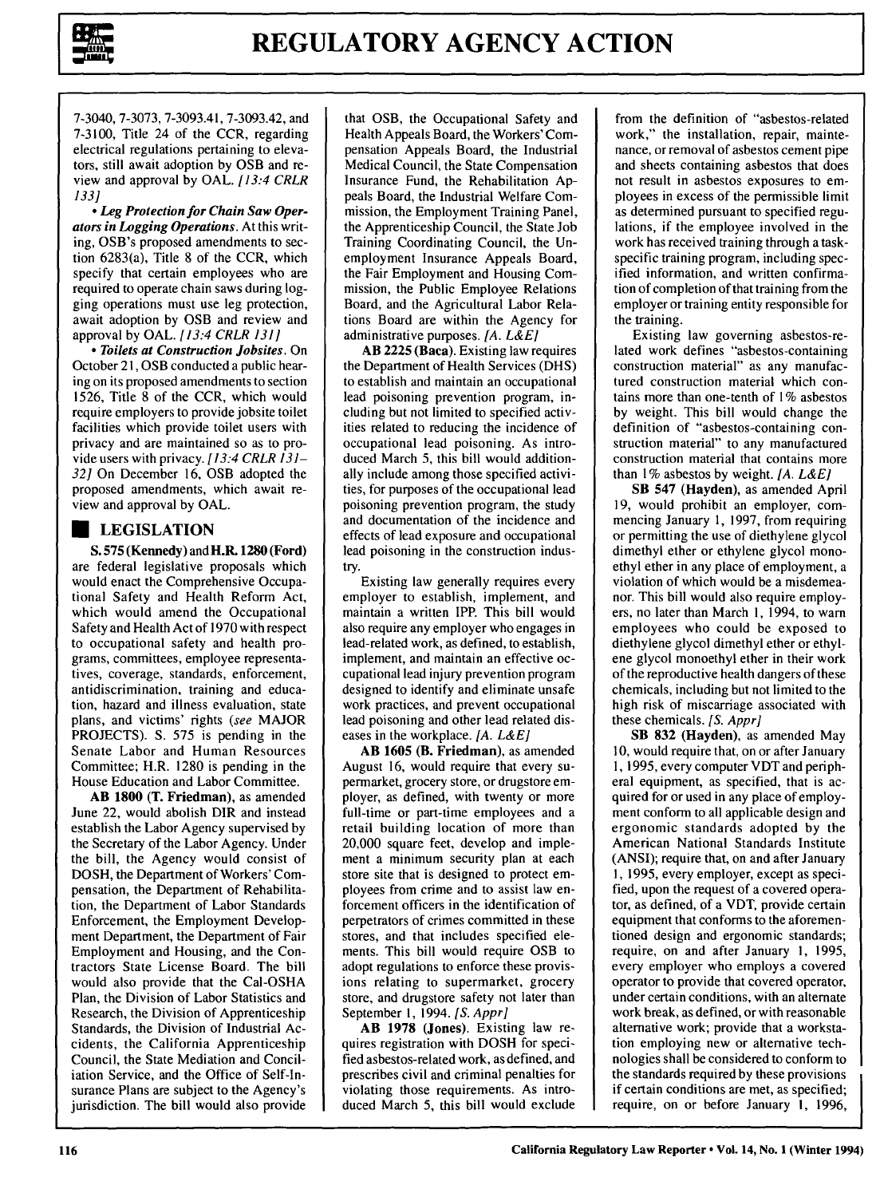7-3040, 7-3073, 7-3093.41, 7-3093.42, and 7-3100, Title 24 of the CCR, regarding electrical regulations pertaining to elevators, still await adoption by OSB and review and approval by OAL. *[13:4 CRLR 133]*

• ***Leg Protection for Chain Saw Operators in Logging Operations.*** At this writing, OSB's proposed amendments to section 6283(a), Title 8 of the CCR, which specify that certain employees who are required to operate chain saws during logging operations must use leg protection, await adoption by OSB and review and approval by OAL. *[13:4 CRLR 131]*

• ***Toilets at Construction Jobsites.*** On October 21, OSB conducted a public hearing on its proposed amendments to section 1526, Title 8 of the CCR, which would require employers to provide jobsite toilet facilities which provide toilet users with privacy and are maintained so as to provide users with privacy. *[13:4 CRLR 131–32]* On December 16, OSB adopted the proposed amendments, which await review and approval by OAL.

## LEGISLATION

**S. 575 (Kennedy)** and **H.R. 1280 (Ford)** are federal legislative proposals which would enact the Comprehensive Occupational Safety and Health Reform Act, which would amend the Occupational Safety and Health Act of 1970 with respect to occupational safety and health programs, committees, employee representatives, coverage, standards, enforcement, antidiscrimination, training and education, hazard and illness evaluation, state plans, and victims' rights (*see* MAJOR PROJECTS). S. 575 is pending in the Senate Labor and Human Resources Committee; H.R. 1280 is pending in the House Education and Labor Committee.

**AB 1800 (T. Friedman)**, as amended June 22, would abolish DIR and instead establish the Labor Agency supervised by the Secretary of the Labor Agency. Under the bill, the Agency would consist of DOSH, the Department of Workers' Compensation, the Department of Rehabilitation, the Department of Labor Standards Enforcement, the Employment Development Department, the Department of Fair Employment and Housing, and the Contractors State License Board. The bill would also provide that the Cal-OSHA Plan, the Division of Labor Statistics and Research, the Division of Apprenticeship Standards, the Division of Industrial Accidents, the California Apprenticeship Council, the State Mediation and Conciliation Service, and the Office of Self-Insurance Plans are subject to the Agency's jurisdiction. The bill would also provide that OSB, the Occupational Safety and Health Appeals Board, the Workers' Compensation Appeals Board, the Industrial Medical Council, the State Compensation Insurance Fund, the Rehabilitation Appeals Board, the Industrial Welfare Commission, the Employment Training Panel, the Apprenticeship Council, the State Job Training Coordinating Council, the Unemployment Insurance Appeals Board, the Fair Employment and Housing Commission, the Public Employee Relations Board, and the Agricultural Labor Relations Board are within the Agency for administrative purposes. *[A. L&E]*

**AB 2225 (Baca).** Existing law requires the Department of Health Services (DHS) to establish and maintain an occupational lead poisoning prevention program, including but not limited to specified activities related to reducing the incidence of occupational lead poisoning. As introduced March 5, this bill would additionally include among those specified activities, for purposes of the occupational lead poisoning prevention program, the study and documentation of the incidence and effects of lead exposure and occupational lead poisoning in the construction industry.

Existing law generally requires every employer to establish, implement, and maintain a written IPP. This bill would also require any employer who engages in lead-related work, as defined, to establish, implement, and maintain an effective occupational lead injury prevention program designed to identify and eliminate unsafe work practices, and prevent occupational lead poisoning and other lead related diseases in the workplace. *[A. L&E]*

**AB 1605 (B. Friedman)**, as amended August 16, would require that every supermarket, grocery store, or drugstore employer, as defined, with twenty or more full-time or part-time employees and a retail building location of more than 20,000 square feet, develop and implement a minimum security plan at each store site that is designed to protect employees from crime and to assist law enforcement officers in the identification of perpetrators of crimes committed in these stores, and that includes specified elements. This bill would require OSB to adopt regulations to enforce these provisions relating to supermarket, grocery store, and drugstore safety not later than September 1, 1994. *[S. Appr]*

**AB 1978 (Jones).** Existing law requires registration with DOSH for specified asbestos-related work, as defined, and prescribes civil and criminal penalties for violating those requirements. As introduced March 5, this bill would exclude from the definition of "asbestos-related work," the installation, repair, maintenance, or removal of asbestos cement pipe and sheets containing asbestos that does not result in asbestos exposures to employees in excess of the permissible limit as determined pursuant to specified regulations, if the employee involved in the work has received training through a task-specific training program, including specified information, and written confirmation of completion of that training from the employer or training entity responsible for the training.

Existing law governing asbestos-related work defines "asbestos-containing construction material" as any manufactured construction material which contains more than one-tenth of 1% asbestos by weight. This bill would change the definition of "asbestos-containing construction material" to any manufactured construction material that contains more than 1% asbestos by weight. *[A. L&E]*

**SB 547 (Hayden)**, as amended April 19, would prohibit an employer, commencing January 1, 1997, from requiring or permitting the use of diethylene glycol dimethyl ether or ethylene glycol monoethyl ether in any place of employment, a violation of which would be a misdemeanor. This bill would also require employers, no later than March 1, 1994, to warn employees who could be exposed to diethylene glycol dimethyl ether or ethylene glycol monoethyl ether in their work of the reproductive health dangers of these chemicals, including but not limited to the high risk of miscarriage associated with these chemicals. *[S. Appr]*

**SB 832 (Hayden)**, as amended May 10, would require that, on or after January 1, 1995, every computer VDT and peripheral equipment, as specified, that is acquired for or used in any place of employment conform to all applicable design and ergonomic standards adopted by the American National Standards Institute (ANSI); require that, on and after January 1, 1995, every employer, except as specified, upon the request of a covered operator, as defined, of a VDT, provide certain equipment that conforms to the aforementioned design and ergonomic standards; require, on and after January 1, 1995, every employer who employs a covered operator to provide that covered operator, under certain conditions, with an alternate work break, as defined, or with reasonable alternative work; provide that a workstation employing new or alternative technologies shall be considered to conform to the standards required by these provisions if certain conditions are met, as specified; require, on or before January 1, 1996,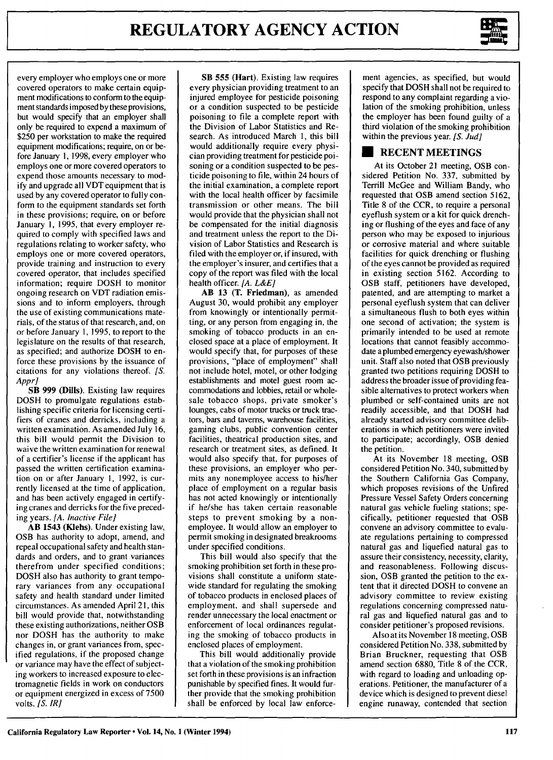every employer who employs one or more covered operators to make certain equipment modifications to conform to the equipment standards imposed by these provisions, but would specify that an employer shall only be required to expend a maximum of $250 per workstation to make the required equipment modifications; require, on or before January 1, 1998, every employer who employs one or more covered operators to expend those amounts necessary to modify and upgrade all VDT equipment that is used by any covered operator to fully conform to the equipment standards set forth in these provisions; require, on or before January 1, 1995, that every employer required to comply with specified laws and regulations relating to worker safety, who employs one or more covered operators, provide training and instruction to every covered operator, that includes specified information; require DOSH to monitor ongoing research on VDT radiation emissions and to inform employers, through the use of existing communications materials, of the status of that research, and, on or before January 1, 1995, to report to the legislature on the results of that research, as specified; and authorize DOSH to enforce these provisions by the issuance of citations for any violations thereof. *[S. Appr]*

**SB 999 (Dills).** Existing law requires DOSH to promulgate regulations establishing specific criteria for licensing certifiers of cranes and derricks, including a written examination. As amended July 16, this bill would permit the Division to waive the written examination for renewal of a certifier's license if the applicant has passed the written certification examination on or after January 1, 1992, is currently licensed at the time of application, and has been actively engaged in certifying cranes and derricks for the five preceding years. *[A. Inactive File]*

**AB 1543 (Klehs).** Under existing law, OSB has authority to adopt, amend, and repeal occupational safety and health standards and orders, and to grant variances therefrom under specified conditions; DOSH also has authority to grant temporary variances from any occupational safety and health standard under limited circumstances. As amended April 21, this bill would provide that, notwithstanding these existing authorizations, neither OSB nor DOSH has the authority to make changes in, or grant variances from, specified regulations, if the proposed change or variance may have the effect of subjecting workers to increased exposure to electromagnetic fields in work on conductors or equipment energized in excess of 7500 volts. *[S. IR]*

**SB 555 (Hart).** Existing law requires every physician providing treatment to an injured employee for pesticide poisoning or a condition suspected to be pesticide poisoning to file a complete report with the Division of Labor Statistics and Research. As introduced March 1, this bill would additionally require every physician providing treatment for pesticide poisoning or a condition suspected to be pesticide poisoning to file, within 24 hours of the initial examination, a complete report with the local health officer by facsimile transmission or other means. The bill would provide that the physician shall not be compensated for the initial diagnosis and treatment unless the report to the Division of Labor Statistics and Research is filed with the employer or, if insured, with the employer's insurer, and certifies that a copy of the report was filed with the local health officer. *[A. L&E]*

**AB 13 (T. Friedman),** as amended August 30, would prohibit any employer from knowingly or intentionally permitting, or any person from engaging in, the smoking of tobacco products in an enclosed space at a place of employment. It would specify that, for purposes of these provisions, "place of employment" shall not include hotel, motel, or other lodging establishments and motel guest room accommodations and lobbies, retail or wholesale tobacco shops, private smoker's lounges, cabs of motor trucks or truck tractors, bars and taverns, warehouse facilities, gaming clubs, public convention center facilities, theatrical production sites, and research or treatment sites, as defined. It would also specify that, for purposes of these provisions, an employer who permits any nonemployee access to his/her place of employment on a regular basis has not acted knowingly or intentionally if he/she has taken certain reasonable steps to prevent smoking by a nonemployee. It would allow an employer to permit smoking in designated breakrooms under specified conditions.

This bill would also specify that the smoking prohibition set forth in these provisions shall constitute a uniform statewide standard for regulating the smoking of tobacco products in enclosed places of employment, and shall supersede and render unnecessary the local enactment or enforcement of local ordinances regulating the smoking of tobacco products in enclosed places of employment.

This bill would additionally provide that a violation of the smoking prohibition set forth in these provisions is an infraction punishable by specified fines. It would further provide that the smoking prohibition shall be enforced by local law enforcement agencies, as specified, but would specify that DOSH shall not be required to respond to any complaint regarding a violation of the smoking prohibition, unless the employer has been found guilty of a third violation of the smoking prohibition within the previous year. *[S. Jud]*

## RECENT MEETINGS

At its October 21 meeting, OSB considered Petition No. 337, submitted by Terrill McGee and William Bandy, who requested that OSB amend section 5162, Title 8 of the CCR, to require a personal eyeflush system or a kit for quick drenching or flushing of the eyes and face of any person who may be exposed to injurious or corrosive material and where suitable facilities for quick drenching or flushing of the eyes cannot be provided as required in existing section 5162. According to OSB staff, petitioners have developed, patented, and are attempting to market a personal eyeflush system that can deliver a simultaneous flush to both eyes within one second of activation; the system is primarily intended to be used at remote locations that cannot feasibly accommodate a plumbed emergency eyewash/shower unit. Staff also noted that OSB previously granted two petitions requiring DOSH to address the broader issue of providing feasible alternatives to protect workers when plumbed or self-contained units are not readily accessible, and that DOSH had already started advisory committee deliberations in which petitioners were invited to participate; accordingly, OSB denied the petition.

At its November 18 meeting, OSB considered Petition No. 340, submitted by the Southern California Gas Company, which proposes revisions of the Unfired Pressure Vessel Safety Orders concerning natural gas vehicle fueling stations; specifically, petitioner requested that OSB convene an advisory committee to evaluate regulations pertaining to compressed natural gas and liquefied natural gas to assure their consistency, necessity, clarity, and reasonableness. Following discussion, OSB granted the petition to the extent that it directed DOSH to convene an advisory committee to review existing regulations concerning compressed natural gas and liquefied natural gas and to consider petitioner's proposed revisions.

Also at its November 18 meeting, OSB considered Petition No. 338, submitted by Brian Bruckner, requesting that OSB amend section 6880, Title 8 of the CCR, with regard to loading and unloading operations. Petitioner, the manufacturer of a device which is designed to prevent diesel engine runaway, contended that section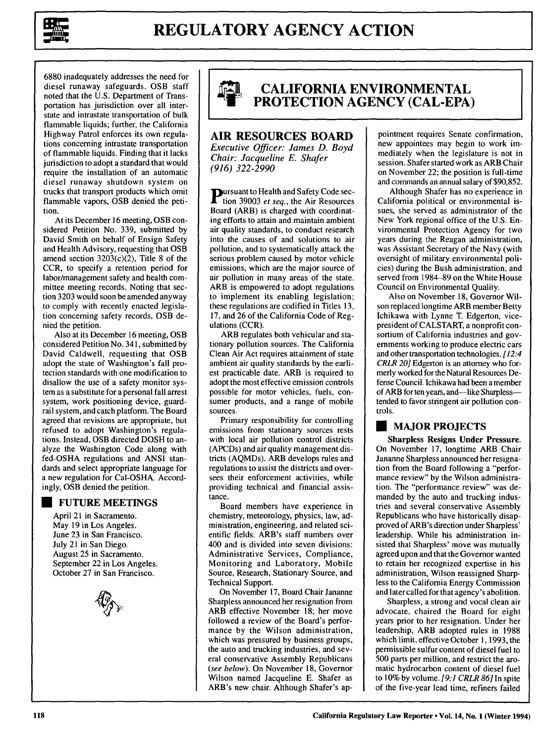6880 inadequately addresses the need for diesel runaway safeguards. OSB staff noted that the U.S. Department of Transportation has jurisdiction over all interstate and intrastate transportation of bulk flammable liquids; further, the California Highway Patrol enforces its own regulations concerning intrastate transportation of flammable liquids. Finding that it lacks jurisdiction to adopt a standard that would require the installation of an automatic diesel runaway shutdown system on trucks that transport products which omit flammable vapors, OSB denied the petition.

At its December 16 meeting, OSB considered Petition No. 339, submitted by David Smith on behalf of Ensign Safety and Health Advisory, requesting that OSB amend section 3203(c)(2), Title 8 of the CCR, to specify a retention period for labor/management safety and health committee meeting records. Noting that section 3203 would soon be amended anyway to comply with recently enacted legislation concerning safety records, OSB denied the petition.

Also at its December 16 meeting, OSB considered Petition No. 341, submitted by David Caldwell, requesting that OSB adopt the state of Washington's fall protection standards with one modification to disallow the use of a safety monitor system as a substitute for a personal fall arrest system, work positioning device, guardrail system, and catch platform. The Board agreed that revisions are appropriate, but refused to adopt Washington's regulations. Instead, OSB directed DOSH to analyze the Washington Code along with fed-OSHA regulations and ANSI standards and select appropriate language for a new regulation for Cal-OSHA. Accordingly, OSB denied the petition.

## FUTURE MEETINGS

April 21 in Sacramento.
May 19 in Los Angeles.
June 23 in San Francisco.
July 21 in San Diego.
August 25 in Sacramento.
September 22 in Los Angeles.
October 27 in San Francisco.

# CALIFORNIA ENVIRONMENTAL PROTECTION AGENCY (CAL-EPA)

## AIR RESOURCES BOARD

*Executive Officer: James D. Boyd*
*Chair: Jacqueline E. Shafer*
*(916) 322-2990*

Pursuant to Health and Safety Code section 39003 *et seq.*, the Air Resources Board (ARB) is charged with coordinating efforts to attain and maintain ambient air quality standards, to conduct research into the causes of and solutions to air pollution, and to systematically attack the serious problem caused by motor vehicle emissions, which are the major source of air pollution in many areas of the state. ARB is empowered to adopt regulations to implement its enabling legislation; these regulations are codified in Titles 13, 17, and 26 of the California Code of Regulations (CCR).

ARB regulates both vehicular and stationary pollution sources. The California Clean Air Act requires attainment of state ambient air quality standards by the earliest practicable date. ARB is required to adopt the most effective emission controls possible for motor vehicles, fuels, consumer products, and a range of mobile sources.

Primary responsibility for controlling emissions from stationary sources rests with local air pollution control districts (APCDs) and air quality management districts (AQMDs). ARB develops rules and regulations to assist the districts and oversees their enforcement activities, while providing technical and financial assistance.

Board members have experience in chemistry, meteorology, physics, law, administration, engineering, and related scientific fields. ARB's staff numbers over 400 and is divided into seven divisions: Administrative Services, Compliance, Monitoring and Laboratory, Mobile Source, Research, Stationary Source, and Technical Support.

On November 17, Board Chair Jananne Sharpless announced her resignation from ARB effective November 18; her move followed a review of the Board's performance by the Wilson administration, which was pressured by business groups, the auto and trucking industries, and several conservative Assembly Republicans (*see below*). On November 18, Governor Wilson named Jacqueline E. Shafer as ARB's new chair. Although Shafer's appointment requires Senate confirmation, new appointees may begin to work immediately when the legislature is not in session. Shafer started work as ARB Chair on November 22; the position is full-time and commands an annual salary of $90,852.

Although Shafer has no experience in California political or environmental issues, she served as administrator of the New York regional office of the U.S. Environmental Protection Agency for two years during the Reagan administration, was Assistant Secretary of the Navy (with oversight of military environmental policies) during the Bush administration, and served from 1984–89 on the White House Council on Environmental Quality.

Also on November 18, Governor Wilson replaced longtime ARB member Betty Ichikawa with Lynne T. Edgerton, vice-president of CALSTART, a nonprofit consortium of California industries and governments working to produce electric cars and other transportation technologies. *[12:4 CRLR 20]* Edgerton is an attorney who formerly worked for the Natural Resources Defense Council. Ichikawa had been a member of ARB for ten years, and—like Sharpless—tended to favor stringent air pollution controls.

## MAJOR PROJECTS

**Sharpless Resigns Under Pressure.** On November 17, longtime ARB Chair Jananne Sharpless announced her resignation from the Board following a "performance review" by the Wilson administration. The "performance review" was demanded by the auto and trucking industries and several conservative Assembly Republicans who have historically disapproved of ARB's direction under Sharpless' leadership. While his administration insisted that Sharpless' move was mutually agreed upon and that the Governor wanted to retain her recognized expertise in his administration, Wilson reassigned Sharpless to the California Energy Commission and later called for that agency's abolition.

Sharpless, a strong and vocal clean air advocate, chaired the Board for eight years prior to her resignation. Under her leadership, ARB adopted rules in 1988 which limit, effective October 1, 1993, the permissible sulfur content of diesel fuel to 500 parts per million, and restrict the aromatic hydrocarbon content of diesel fuel to 10% by volume. *[9:1 CRLR 86]* In spite of the five-year lead time, refiners failed